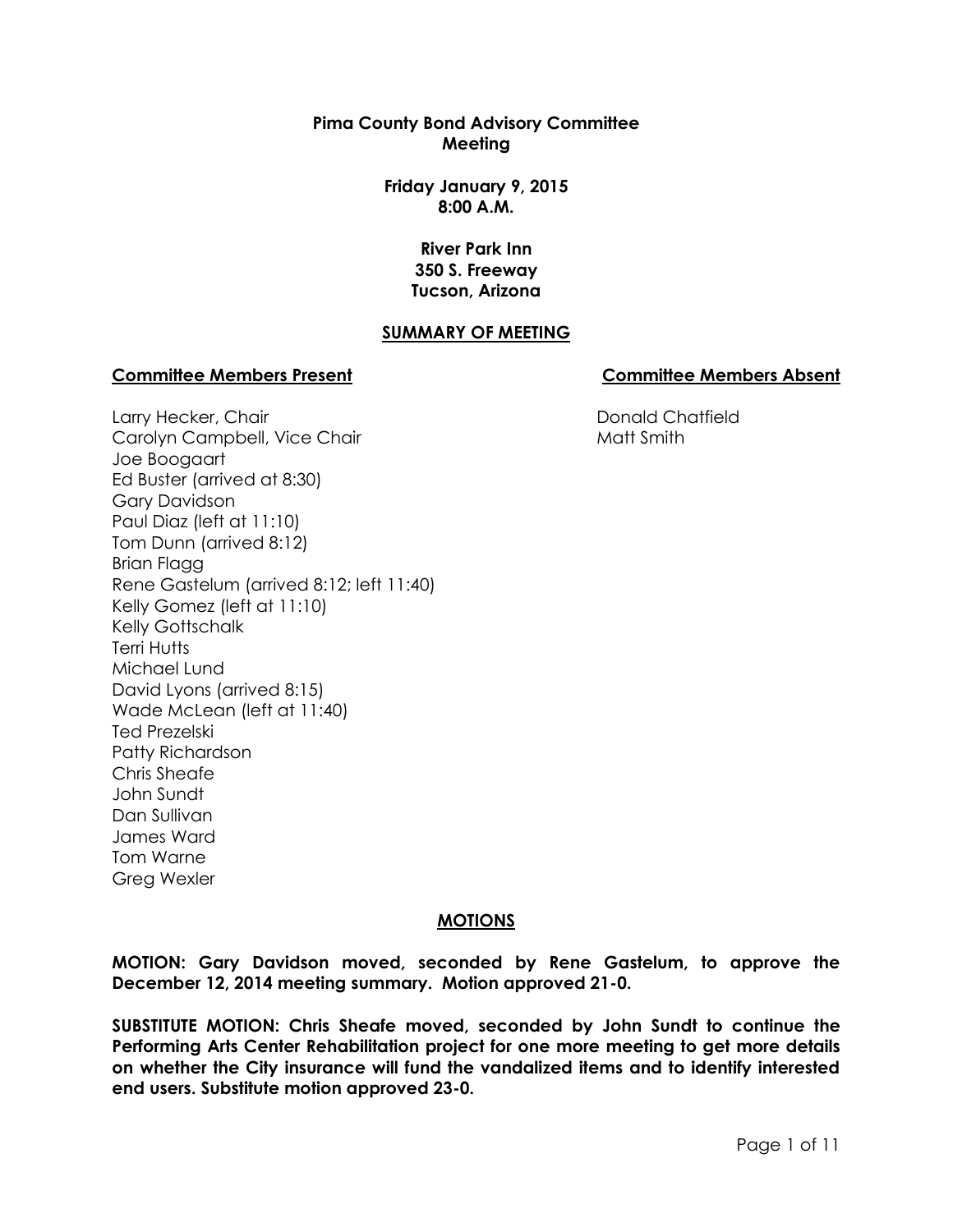**Pima County Bond Advisory Committee**
**Meeting**

**Friday January 9, 2015**
**8:00 A.M.**

**River Park Inn**
**350 S. Freeway**
**Tucson, Arizona**

## SUMMARY OF MEETING

### Committee Members Present

Larry Hecker, Chair
Carolyn Campbell, Vice Chair
Joe Boogaart
Ed Buster (arrived at 8:30)
Gary Davidson
Paul Diaz (left at 11:10)
Tom Dunn (arrived 8:12)
Brian Flagg
Rene Gastelum (arrived 8:12; left 11:40)
Kelly Gomez (left at 11:10)
Kelly Gottschalk
Terri Hutts
Michael Lund
David Lyons (arrived 8:15)
Wade McLean (left at 11:40)
Ted Prezelski
Patty Richardson
Chris Sheafe
John Sundt
Dan Sullivan
James Ward
Tom Warne
Greg Wexler

### Committee Members Absent

Donald Chatfield
Matt Smith

## MOTIONS

**MOTION: Gary Davidson moved, seconded by Rene Gastelum, to approve the December 12, 2014 meeting summary. Motion approved 21-0.**

**SUBSTITUTE MOTION: Chris Sheafe moved, seconded by John Sundt to continue the Performing Arts Center Rehabilitation project for one more meeting to get more details on whether the City insurance will fund the vandalized items and to identify interested end users. Substitute motion approved 23-0.**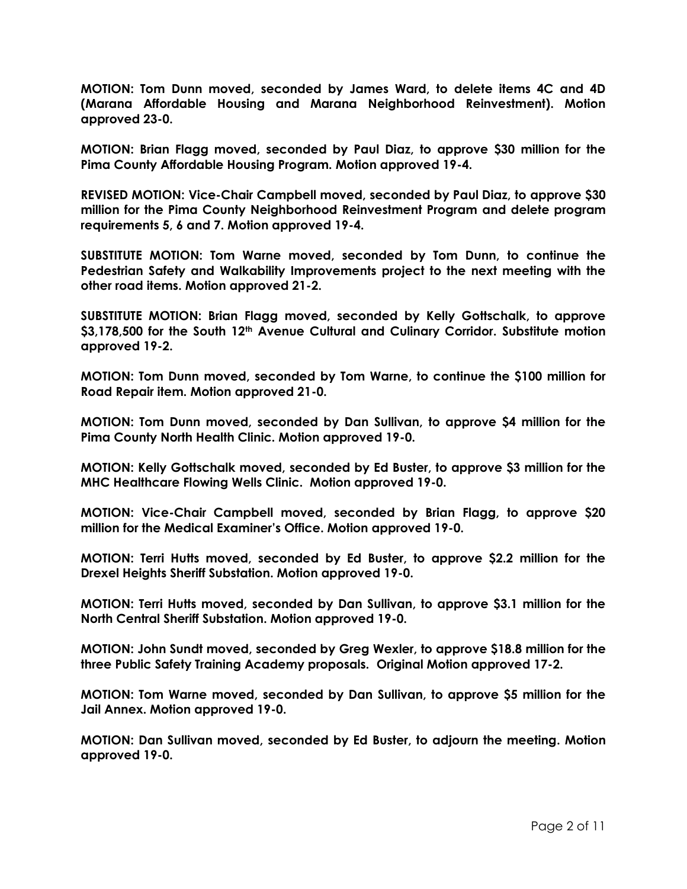**MOTION: Tom Dunn moved, seconded by James Ward, to delete items 4C and 4D (Marana Affordable Housing and Marana Neighborhood Reinvestment). Motion approved 23-0.**

**MOTION: Brian Flagg moved, seconded by Paul Diaz, to approve $30 million for the Pima County Affordable Housing Program. Motion approved 19-4.**

**REVISED MOTION: Vice-Chair Campbell moved, seconded by Paul Diaz, to approve $30 million for the Pima County Neighborhood Reinvestment Program and delete program requirements 5, 6 and 7. Motion approved 19-4.**

**SUBSTITUTE MOTION: Tom Warne moved, seconded by Tom Dunn, to continue the Pedestrian Safety and Walkability Improvements project to the next meeting with the other road items. Motion approved 21-2.**

**SUBSTITUTE MOTION: Brian Flagg moved, seconded by Kelly Gottschalk, to approve $3,178,500 for the South 12th Avenue Cultural and Culinary Corridor. Substitute motion approved 19-2.**

**MOTION: Tom Dunn moved, seconded by Tom Warne, to continue the $100 million for Road Repair item. Motion approved 21-0.**

**MOTION: Tom Dunn moved, seconded by Dan Sullivan, to approve $4 million for the Pima County North Health Clinic. Motion approved 19-0.**

**MOTION: Kelly Gottschalk moved, seconded by Ed Buster, to approve $3 million for the MHC Healthcare Flowing Wells Clinic. Motion approved 19-0.**

**MOTION: Vice-Chair Campbell moved, seconded by Brian Flagg, to approve $20 million for the Medical Examiner's Office. Motion approved 19-0.**

**MOTION: Terri Hutts moved, seconded by Ed Buster, to approve $2.2 million for the Drexel Heights Sheriff Substation. Motion approved 19-0.**

**MOTION: Terri Hutts moved, seconded by Dan Sullivan, to approve $3.1 million for the North Central Sheriff Substation. Motion approved 19-0.**

**MOTION: John Sundt moved, seconded by Greg Wexler, to approve $18.8 million for the three Public Safety Training Academy proposals. Original Motion approved 17-2.**

**MOTION: Tom Warne moved, seconded by Dan Sullivan, to approve $5 million for the Jail Annex. Motion approved 19-0.**

**MOTION: Dan Sullivan moved, seconded by Ed Buster, to adjourn the meeting. Motion approved 19-0.**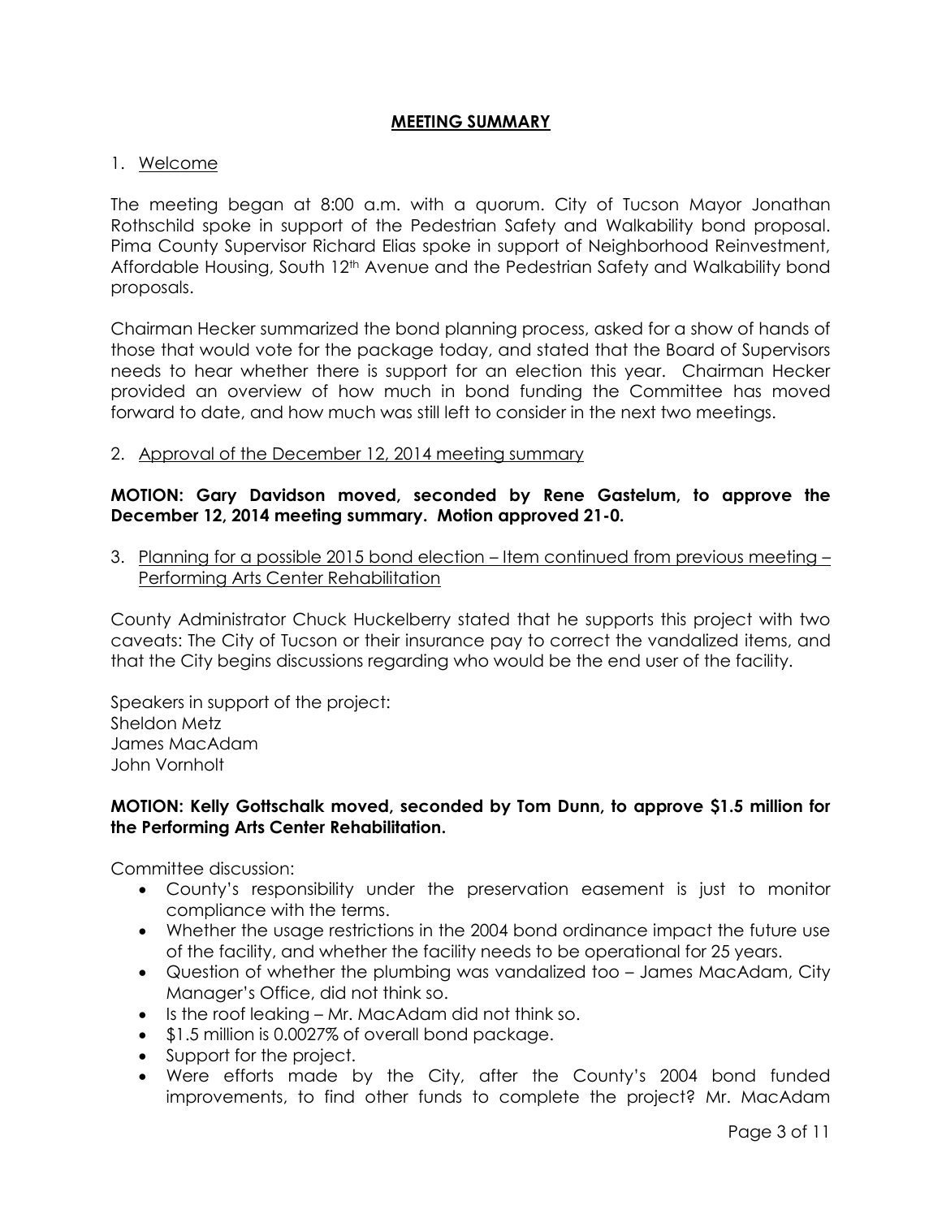## MEETING SUMMARY

1. Welcome

The meeting began at 8:00 a.m. with a quorum. City of Tucson Mayor Jonathan Rothschild spoke in support of the Pedestrian Safety and Walkability bond proposal. Pima County Supervisor Richard Elias spoke in support of Neighborhood Reinvestment, Affordable Housing, South 12th Avenue and the Pedestrian Safety and Walkability bond proposals.

Chairman Hecker summarized the bond planning process, asked for a show of hands of those that would vote for the package today, and stated that the Board of Supervisors needs to hear whether there is support for an election this year. Chairman Hecker provided an overview of how much in bond funding the Committee has moved forward to date, and how much was still left to consider in the next two meetings.

2. Approval of the December 12, 2014 meeting summary

**MOTION: Gary Davidson moved, seconded by Rene Gastelum, to approve the December 12, 2014 meeting summary. Motion approved 21-0.**

3. Planning for a possible 2015 bond election – Item continued from previous meeting – Performing Arts Center Rehabilitation

County Administrator Chuck Huckelberry stated that he supports this project with two caveats: The City of Tucson or their insurance pay to correct the vandalized items, and that the City begins discussions regarding who would be the end user of the facility.

Speakers in support of the project:
Sheldon Metz
James MacAdam
John Vornholt

**MOTION: Kelly Gottschalk moved, seconded by Tom Dunn, to approve $1.5 million for the Performing Arts Center Rehabilitation.**

Committee discussion:

- County's responsibility under the preservation easement is just to monitor compliance with the terms.
- Whether the usage restrictions in the 2004 bond ordinance impact the future use of the facility, and whether the facility needs to be operational for 25 years.
- Question of whether the plumbing was vandalized too – James MacAdam, City Manager's Office, did not think so.
- Is the roof leaking – Mr. MacAdam did not think so.
- $1.5 million is 0.0027% of overall bond package.
- Support for the project.
- Were efforts made by the City, after the County's 2004 bond funded improvements, to find other funds to complete the project? Mr. MacAdam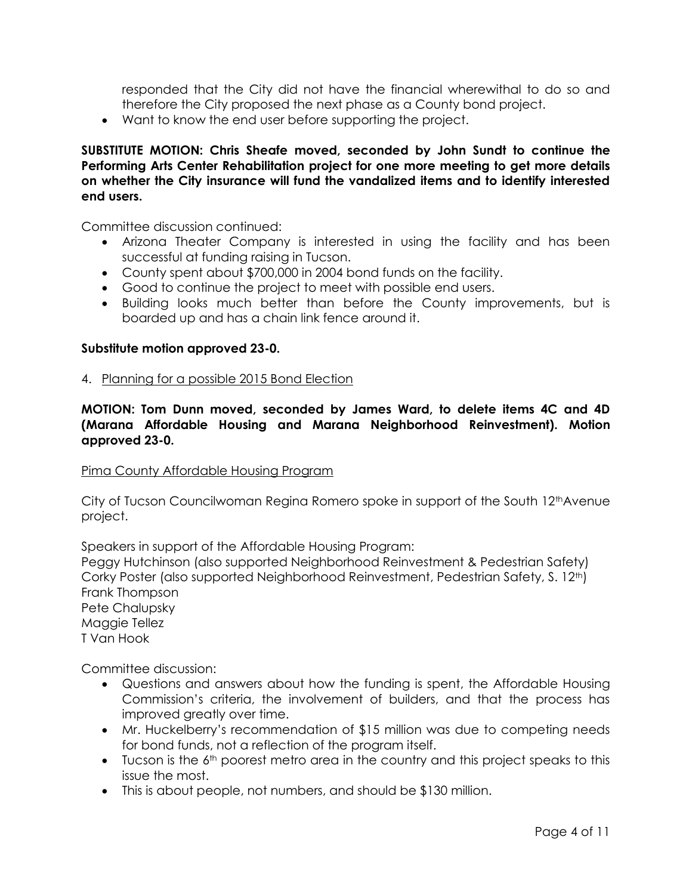responded that the City did not have the financial wherewithal to do so and therefore the City proposed the next phase as a County bond project.

- Want to know the end user before supporting the project.

**SUBSTITUTE MOTION: Chris Sheafe moved, seconded by John Sundt to continue the Performing Arts Center Rehabilitation project for one more meeting to get more details on whether the City insurance will fund the vandalized items and to identify interested end users.**

Committee discussion continued:

- Arizona Theater Company is interested in using the facility and has been successful at funding raising in Tucson.
- County spent about $700,000 in 2004 bond funds on the facility.
- Good to continue the project to meet with possible end users.
- Building looks much better than before the County improvements, but is boarded up and has a chain link fence around it.

**Substitute motion approved 23-0.**

4. <u>Planning for a possible 2015 Bond Election</u>

**MOTION: Tom Dunn moved, seconded by James Ward, to delete items 4C and 4D (Marana Affordable Housing and Marana Neighborhood Reinvestment). Motion approved 23-0.**

<u>Pima County Affordable Housing Program</u>

City of Tucson Councilwoman Regina Romero spoke in support of the South 12th Avenue project.

Speakers in support of the Affordable Housing Program:
Peggy Hutchinson (also supported Neighborhood Reinvestment & Pedestrian Safety)
Corky Poster (also supported Neighborhood Reinvestment, Pedestrian Safety, S. 12th)
Frank Thompson
Pete Chalupsky
Maggie Tellez
T Van Hook

Committee discussion:

- Questions and answers about how the funding is spent, the Affordable Housing Commission's criteria, the involvement of builders, and that the process has improved greatly over time.
- Mr. Huckelberry's recommendation of $15 million was due to competing needs for bond funds, not a reflection of the program itself.
- Tucson is the 6th poorest metro area in the country and this project speaks to this issue the most.
- This is about people, not numbers, and should be $130 million.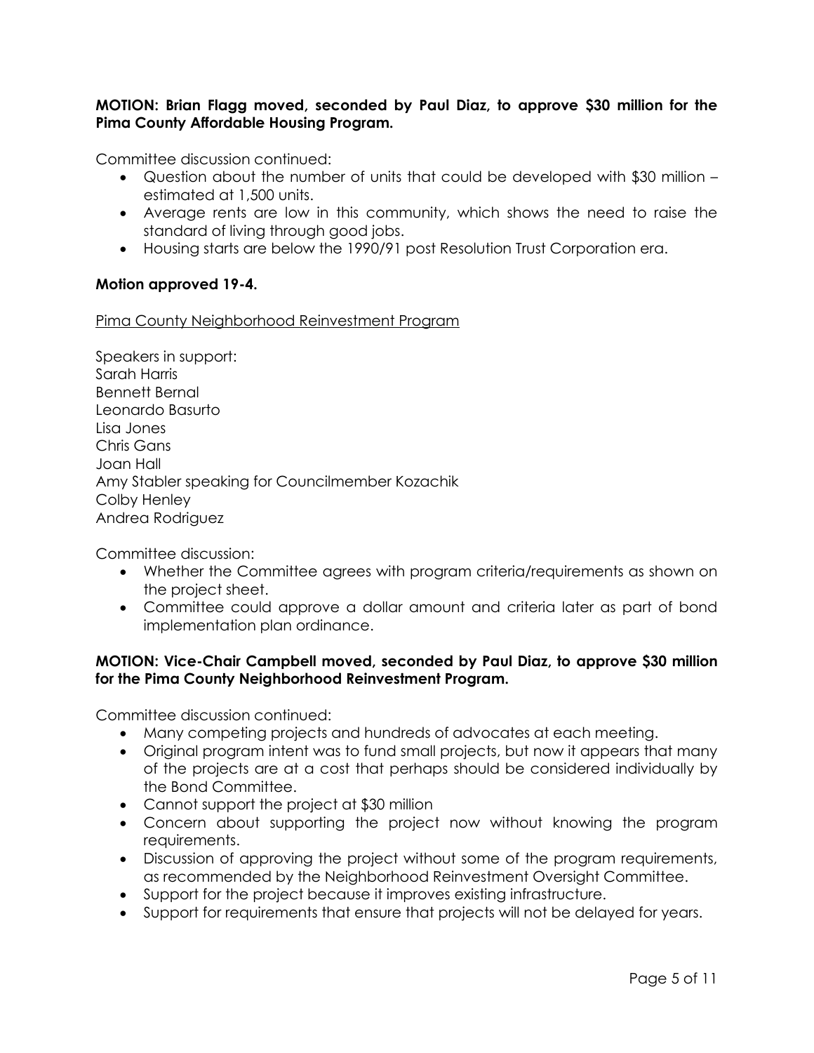**MOTION: Brian Flagg moved, seconded by Paul Diaz, to approve $30 million for the Pima County Affordable Housing Program.**

Committee discussion continued:

- Question about the number of units that could be developed with $30 million – estimated at 1,500 units.
- Average rents are low in this community, which shows the need to raise the standard of living through good jobs.
- Housing starts are below the 1990/91 post Resolution Trust Corporation era.

**Motion approved 19-4.**

<u>Pima County Neighborhood Reinvestment Program</u>

Speakers in support:
Sarah Harris
Bennett Bernal
Leonardo Basurto
Lisa Jones
Chris Gans
Joan Hall
Amy Stabler speaking for Councilmember Kozachik
Colby Henley
Andrea Rodriguez

Committee discussion:

- Whether the Committee agrees with program criteria/requirements as shown on the project sheet.
- Committee could approve a dollar amount and criteria later as part of bond implementation plan ordinance.

**MOTION: Vice-Chair Campbell moved, seconded by Paul Diaz, to approve $30 million for the Pima County Neighborhood Reinvestment Program.**

Committee discussion continued:

- Many competing projects and hundreds of advocates at each meeting.
- Original program intent was to fund small projects, but now it appears that many of the projects are at a cost that perhaps should be considered individually by the Bond Committee.
- Cannot support the project at $30 million
- Concern about supporting the project now without knowing the program requirements.
- Discussion of approving the project without some of the program requirements, as recommended by the Neighborhood Reinvestment Oversight Committee.
- Support for the project because it improves existing infrastructure.
- Support for requirements that ensure that projects will not be delayed for years.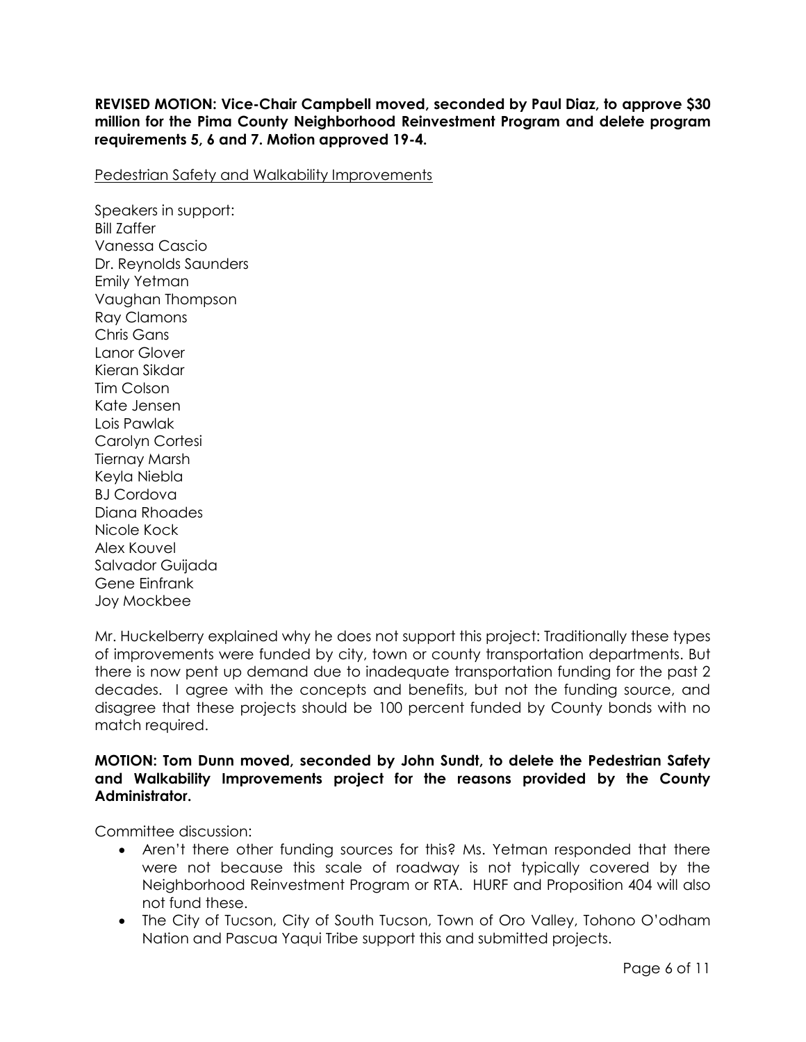**REVISED MOTION: Vice-Chair Campbell moved, seconded by Paul Diaz, to approve $30 million for the Pima County Neighborhood Reinvestment Program and delete program requirements 5, 6 and 7. Motion approved 19-4.**

<u>Pedestrian Safety and Walkability Improvements</u>

Speakers in support:
Bill Zaffer
Vanessa Cascio
Dr. Reynolds Saunders
Emily Yetman
Vaughan Thompson
Ray Clamons
Chris Gans
Lanor Glover
Kieran Sikdar
Tim Colson
Kate Jensen
Lois Pawlak
Carolyn Cortesi
Tiernay Marsh
Keyla Niebla
BJ Cordova
Diana Rhoades
Nicole Kock
Alex Kouvel
Salvador Guijada
Gene Einfrank
Joy Mockbee

Mr. Huckelberry explained why he does not support this project: Traditionally these types of improvements were funded by city, town or county transportation departments. But there is now pent up demand due to inadequate transportation funding for the past 2 decades. I agree with the concepts and benefits, but not the funding source, and disagree that these projects should be 100 percent funded by County bonds with no match required.

**MOTION: Tom Dunn moved, seconded by John Sundt, to delete the Pedestrian Safety and Walkability Improvements project for the reasons provided by the County Administrator.**

Committee discussion:

- Aren't there other funding sources for this? Ms. Yetman responded that there were not because this scale of roadway is not typically covered by the Neighborhood Reinvestment Program or RTA. HURF and Proposition 404 will also not fund these.
- The City of Tucson, City of South Tucson, Town of Oro Valley, Tohono O'odham Nation and Pascua Yaqui Tribe support this and submitted projects.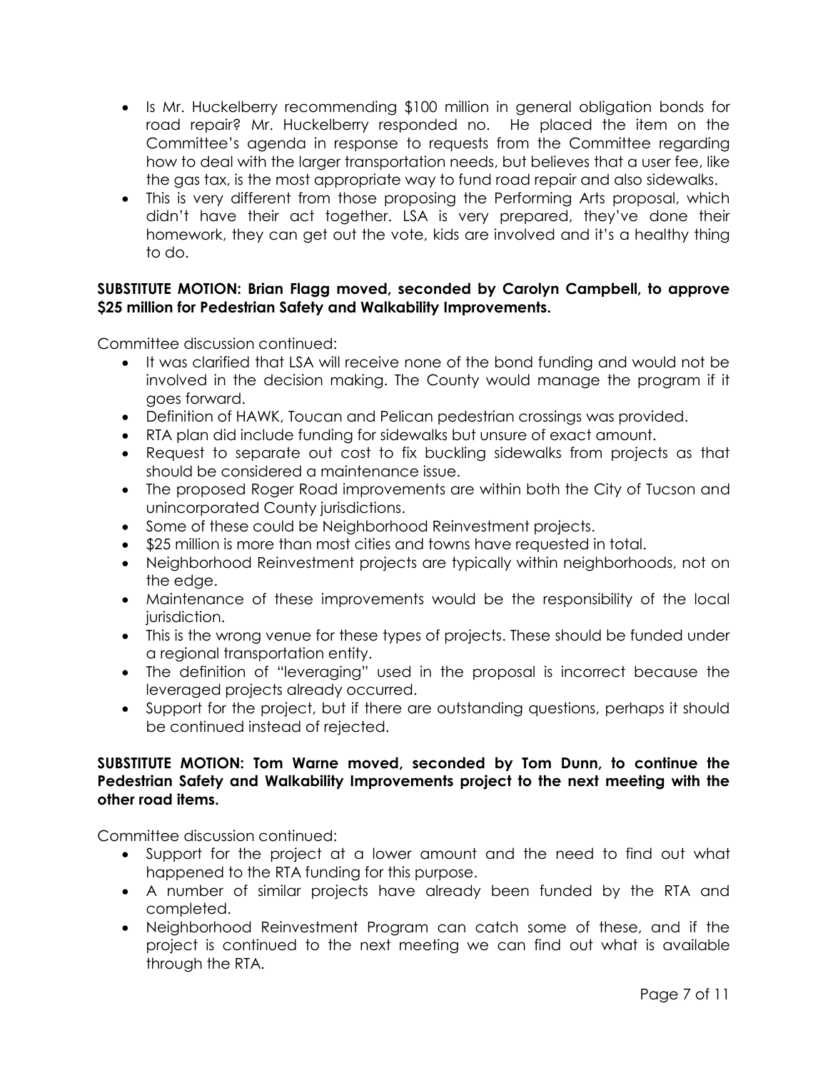- Is Mr. Huckelberry recommending $100 million in general obligation bonds for road repair? Mr. Huckelberry responded no. He placed the item on the Committee's agenda in response to requests from the Committee regarding how to deal with the larger transportation needs, but believes that a user fee, like the gas tax, is the most appropriate way to fund road repair and also sidewalks.
- This is very different from those proposing the Performing Arts proposal, which didn't have their act together. LSA is very prepared, they've done their homework, they can get out the vote, kids are involved and it's a healthy thing to do.

**SUBSTITUTE MOTION: Brian Flagg moved, seconded by Carolyn Campbell, to approve $25 million for Pedestrian Safety and Walkability Improvements.**

Committee discussion continued:

- It was clarified that LSA will receive none of the bond funding and would not be involved in the decision making. The County would manage the program if it goes forward.
- Definition of HAWK, Toucan and Pelican pedestrian crossings was provided.
- RTA plan did include funding for sidewalks but unsure of exact amount.
- Request to separate out cost to fix buckling sidewalks from projects as that should be considered a maintenance issue.
- The proposed Roger Road improvements are within both the City of Tucson and unincorporated County jurisdictions.
- Some of these could be Neighborhood Reinvestment projects.
- $25 million is more than most cities and towns have requested in total.
- Neighborhood Reinvestment projects are typically within neighborhoods, not on the edge.
- Maintenance of these improvements would be the responsibility of the local jurisdiction.
- This is the wrong venue for these types of projects. These should be funded under a regional transportation entity.
- The definition of "leveraging" used in the proposal is incorrect because the leveraged projects already occurred.
- Support for the project, but if there are outstanding questions, perhaps it should be continued instead of rejected.

**SUBSTITUTE MOTION: Tom Warne moved, seconded by Tom Dunn, to continue the Pedestrian Safety and Walkability Improvements project to the next meeting with the other road items.**

Committee discussion continued:

- Support for the project at a lower amount and the need to find out what happened to the RTA funding for this purpose.
- A number of similar projects have already been funded by the RTA and completed.
- Neighborhood Reinvestment Program can catch some of these, and if the project is continued to the next meeting we can find out what is available through the RTA.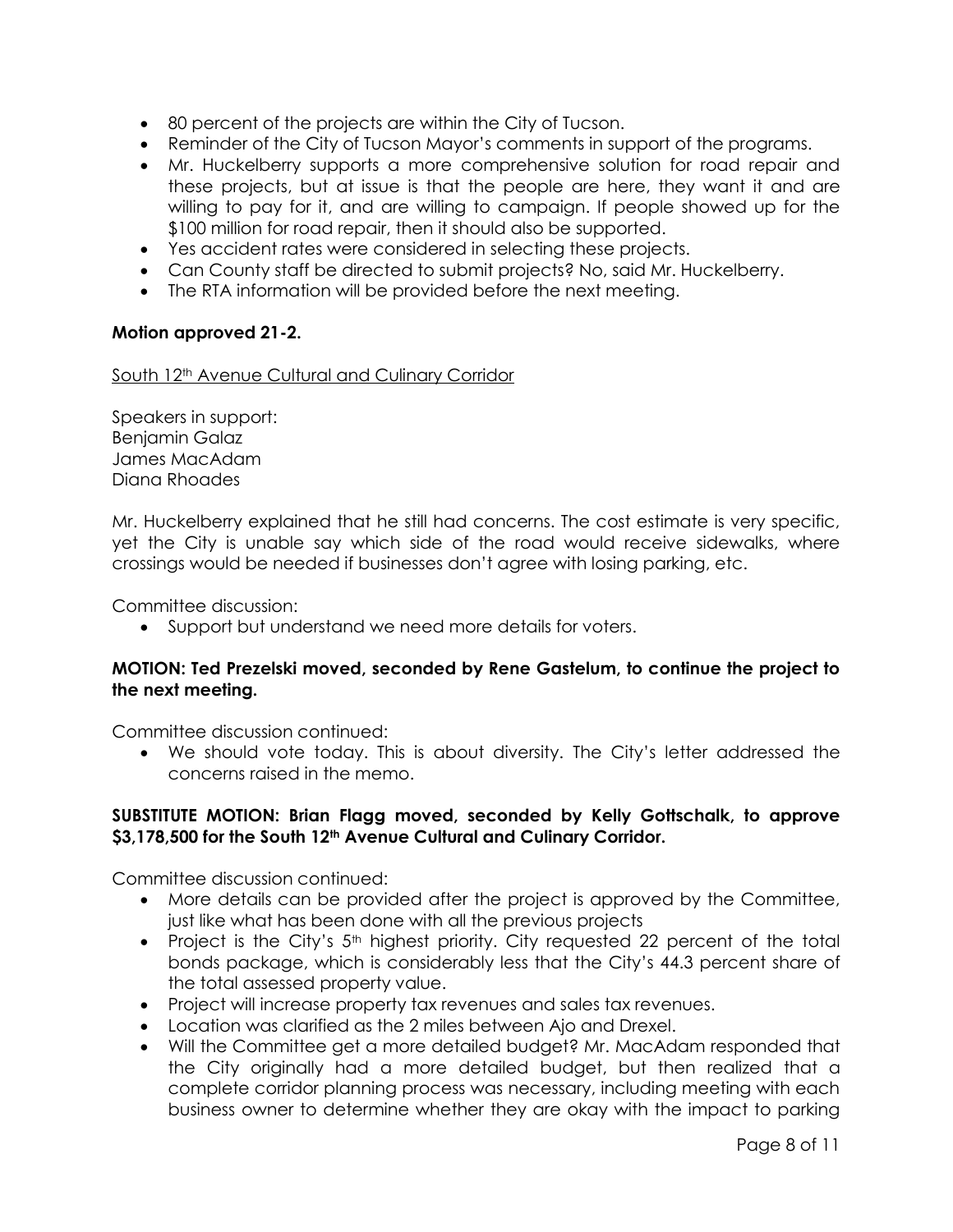- 80 percent of the projects are within the City of Tucson.
- Reminder of the City of Tucson Mayor's comments in support of the programs.
- Mr. Huckelberry supports a more comprehensive solution for road repair and these projects, but at issue is that the people are here, they want it and are willing to pay for it, and are willing to campaign. If people showed up for the $100 million for road repair, then it should also be supported.
- Yes accident rates were considered in selecting these projects.
- Can County staff be directed to submit projects? No, said Mr. Huckelberry.
- The RTA information will be provided before the next meeting.

**Motion approved 21-2.**

South 12th Avenue Cultural and Culinary Corridor

Speakers in support:
Benjamin Galaz
James MacAdam
Diana Rhoades

Mr. Huckelberry explained that he still had concerns. The cost estimate is very specific, yet the City is unable say which side of the road would receive sidewalks, where crossings would be needed if businesses don't agree with losing parking, etc.

Committee discussion:

- Support but understand we need more details for voters.

**MOTION: Ted Prezelski moved, seconded by Rene Gastelum, to continue the project to the next meeting.**

Committee discussion continued:

- We should vote today. This is about diversity. The City's letter addressed the concerns raised in the memo.

**SUBSTITUTE MOTION: Brian Flagg moved, seconded by Kelly Gottschalk, to approve $3,178,500 for the South 12th Avenue Cultural and Culinary Corridor.**

Committee discussion continued:

- More details can be provided after the project is approved by the Committee, just like what has been done with all the previous projects
- Project is the City's 5th highest priority. City requested 22 percent of the total bonds package, which is considerably less that the City's 44.3 percent share of the total assessed property value.
- Project will increase property tax revenues and sales tax revenues.
- Location was clarified as the 2 miles between Ajo and Drexel.
- Will the Committee get a more detailed budget? Mr. MacAdam responded that the City originally had a more detailed budget, but then realized that a complete corridor planning process was necessary, including meeting with each business owner to determine whether they are okay with the impact to parking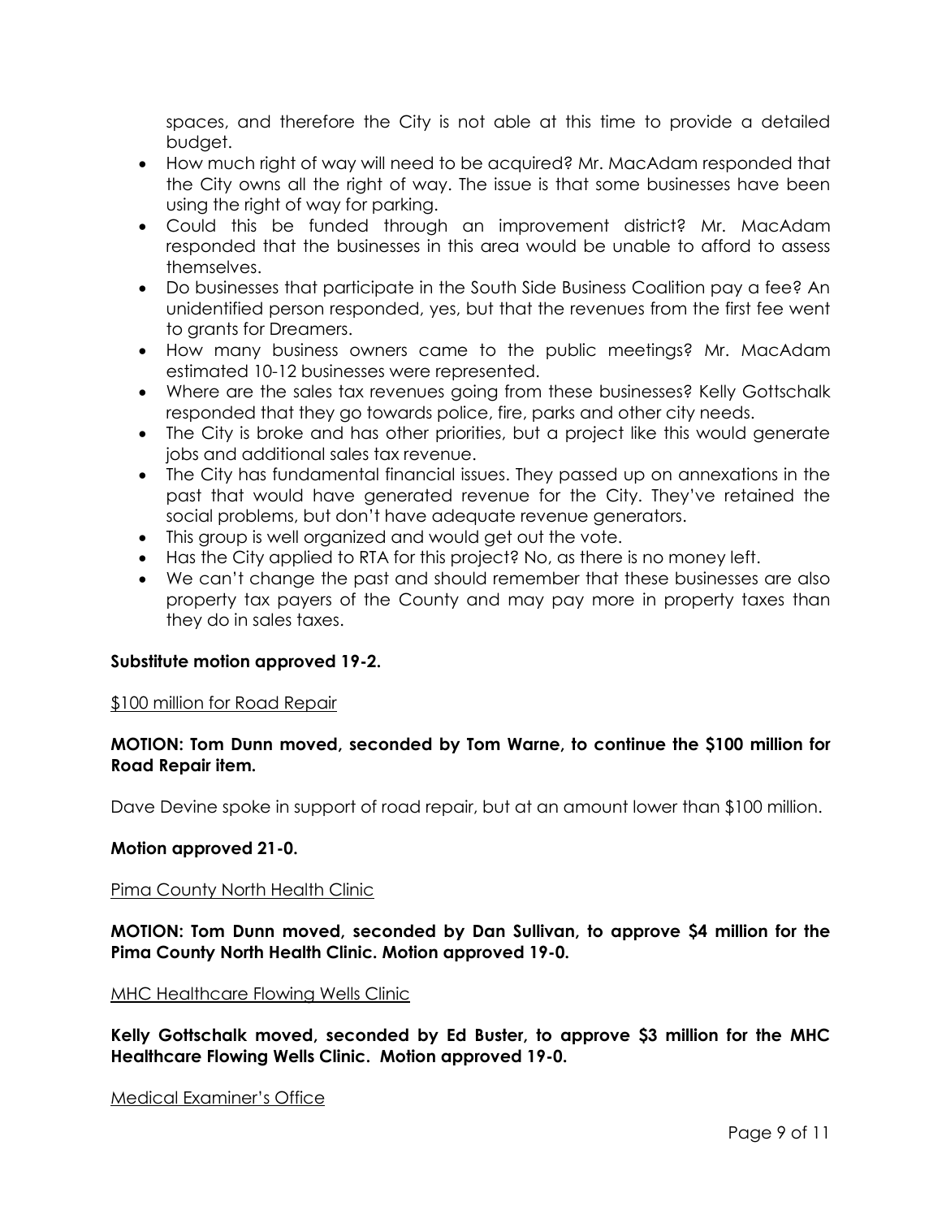spaces, and therefore the City is not able at this time to provide a detailed budget.

- How much right of way will need to be acquired? Mr. MacAdam responded that the City owns all the right of way. The issue is that some businesses have been using the right of way for parking.
- Could this be funded through an improvement district? Mr. MacAdam responded that the businesses in this area would be unable to afford to assess themselves.
- Do businesses that participate in the South Side Business Coalition pay a fee? An unidentified person responded, yes, but that the revenues from the first fee went to grants for Dreamers.
- How many business owners came to the public meetings? Mr. MacAdam estimated 10-12 businesses were represented.
- Where are the sales tax revenues going from these businesses? Kelly Gottschalk responded that they go towards police, fire, parks and other city needs.
- The City is broke and has other priorities, but a project like this would generate jobs and additional sales tax revenue.
- The City has fundamental financial issues. They passed up on annexations in the past that would have generated revenue for the City. They've retained the social problems, but don't have adequate revenue generators.
- This group is well organized and would get out the vote.
- Has the City applied to RTA for this project? No, as there is no money left.
- We can't change the past and should remember that these businesses are also property tax payers of the County and may pay more in property taxes than they do in sales taxes.

**Substitute motion approved 19-2.**

<u>$100 million for Road Repair</u>

**MOTION: Tom Dunn moved, seconded by Tom Warne, to continue the $100 million for Road Repair item.**

Dave Devine spoke in support of road repair, but at an amount lower than $100 million.

**Motion approved 21-0.**

<u>Pima County North Health Clinic</u>

**MOTION: Tom Dunn moved, seconded by Dan Sullivan, to approve $4 million for the Pima County North Health Clinic. Motion approved 19-0.**

<u>MHC Healthcare Flowing Wells Clinic</u>

**Kelly Gottschalk moved, seconded by Ed Buster, to approve $3 million for the MHC Healthcare Flowing Wells Clinic. Motion approved 19-0.**

<u>Medical Examiner's Office</u>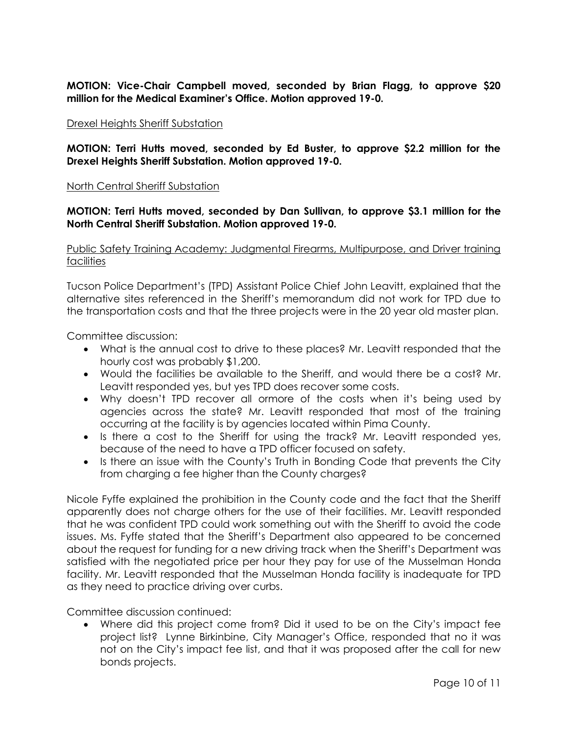**MOTION: Vice-Chair Campbell moved, seconded by Brian Flagg, to approve $20 million for the Medical Examiner's Office. Motion approved 19-0.**

Drexel Heights Sheriff Substation

**MOTION: Terri Hutts moved, seconded by Ed Buster, to approve $2.2 million for the Drexel Heights Sheriff Substation. Motion approved 19-0.**

North Central Sheriff Substation

**MOTION: Terri Hutts moved, seconded by Dan Sullivan, to approve $3.1 million for the North Central Sheriff Substation. Motion approved 19-0.**

Public Safety Training Academy: Judgmental Firearms, Multipurpose, and Driver training facilities

Tucson Police Department's (TPD) Assistant Police Chief John Leavitt, explained that the alternative sites referenced in the Sheriff's memorandum did not work for TPD due to the transportation costs and that the three projects were in the 20 year old master plan.

Committee discussion:

- What is the annual cost to drive to these places? Mr. Leavitt responded that the hourly cost was probably $1,200.
- Would the facilities be available to the Sheriff, and would there be a cost? Mr. Leavitt responded yes, but yes TPD does recover some costs.
- Why doesn't TPD recover all ormore of the costs when it's being used by agencies across the state? Mr. Leavitt responded that most of the training occurring at the facility is by agencies located within Pima County.
- Is there a cost to the Sheriff for using the track? Mr. Leavitt responded yes, because of the need to have a TPD officer focused on safety.
- Is there an issue with the County's Truth in Bonding Code that prevents the City from charging a fee higher than the County charges?

Nicole Fyffe explained the prohibition in the County code and the fact that the Sheriff apparently does not charge others for the use of their facilities. Mr. Leavitt responded that he was confident TPD could work something out with the Sheriff to avoid the code issues. Ms. Fyffe stated that the Sheriff's Department also appeared to be concerned about the request for funding for a new driving track when the Sheriff's Department was satisfied with the negotiated price per hour they pay for use of the Musselman Honda facility. Mr. Leavitt responded that the Musselman Honda facility is inadequate for TPD as they need to practice driving over curbs.

Committee discussion continued:

- Where did this project come from? Did it used to be on the City's impact fee project list? Lynne Birkinbine, City Manager's Office, responded that no it was not on the City's impact fee list, and that it was proposed after the call for new bonds projects.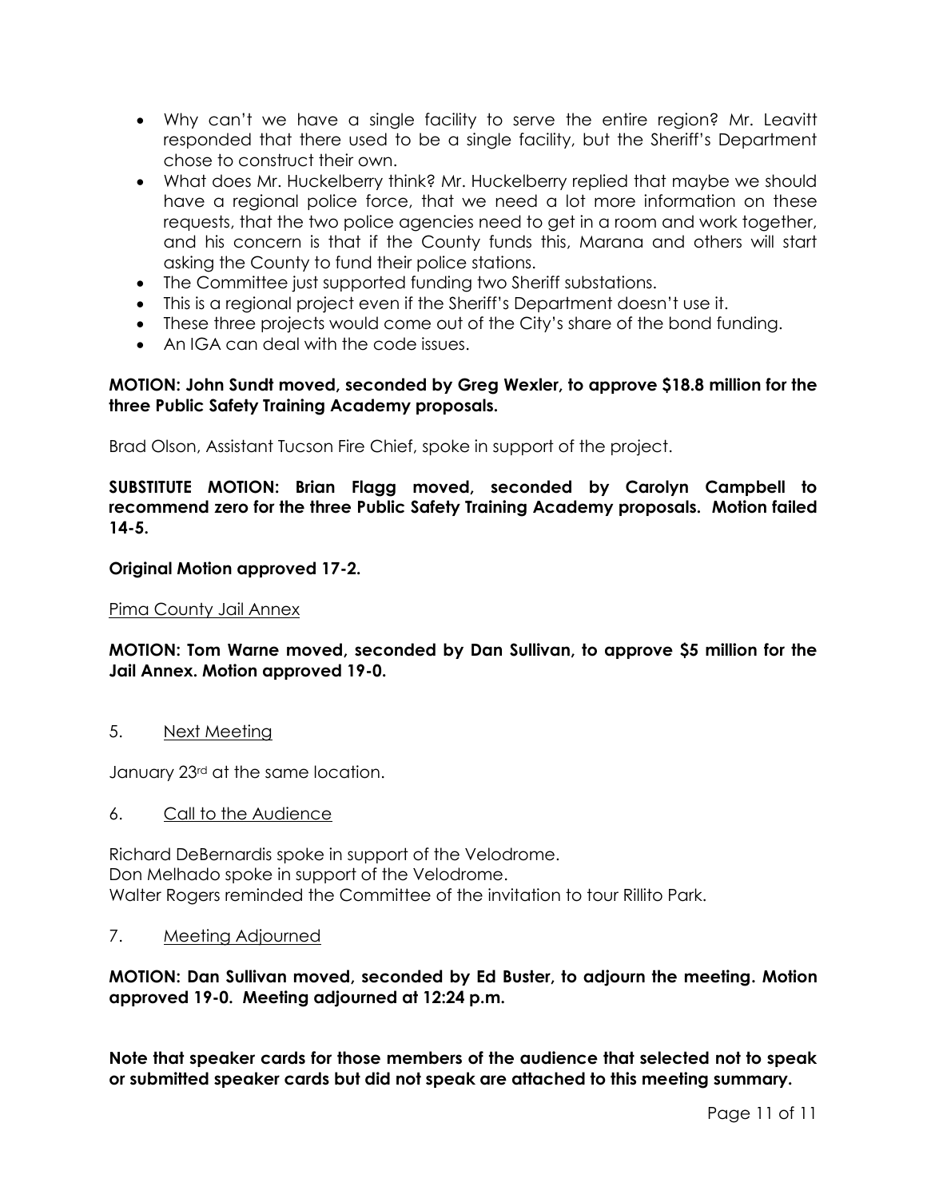- Why can't we have a single facility to serve the entire region? Mr. Leavitt responded that there used to be a single facility, but the Sheriff's Department chose to construct their own.
- What does Mr. Huckelberry think? Mr. Huckelberry replied that maybe we should have a regional police force, that we need a lot more information on these requests, that the two police agencies need to get in a room and work together, and his concern is that if the County funds this, Marana and others will start asking the County to fund their police stations.
- The Committee just supported funding two Sheriff substations.
- This is a regional project even if the Sheriff's Department doesn't use it.
- These three projects would come out of the City's share of the bond funding.
- An IGA can deal with the code issues.

**MOTION: John Sundt moved, seconded by Greg Wexler, to approve $18.8 million for the three Public Safety Training Academy proposals.**

Brad Olson, Assistant Tucson Fire Chief, spoke in support of the project.

**SUBSTITUTE MOTION: Brian Flagg moved, seconded by Carolyn Campbell to recommend zero for the three Public Safety Training Academy proposals. Motion failed 14-5.**

**Original Motion approved 17-2.**

Pima County Jail Annex

**MOTION: Tom Warne moved, seconded by Dan Sullivan, to approve $5 million for the Jail Annex. Motion approved 19-0.**

5. Next Meeting

January 23rd at the same location.

6. Call to the Audience

Richard DeBernardis spoke in support of the Velodrome.
Don Melhado spoke in support of the Velodrome.
Walter Rogers reminded the Committee of the invitation to tour Rillito Park.

7. Meeting Adjourned

**MOTION: Dan Sullivan moved, seconded by Ed Buster, to adjourn the meeting. Motion approved 19-0. Meeting adjourned at 12:24 p.m.**

**Note that speaker cards for those members of the audience that selected not to speak or submitted speaker cards but did not speak are attached to this meeting summary.**